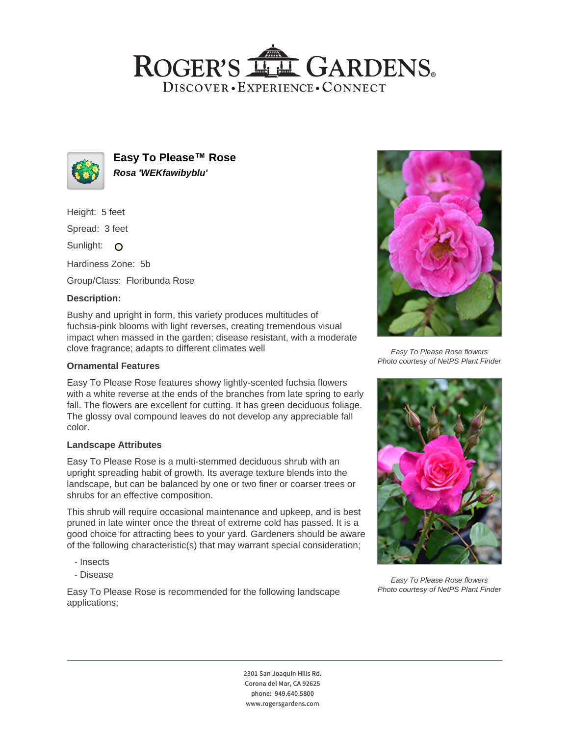# ROGER'S GARDENS

DISCOVER • EXPERIENCE • CONNECT

## Easy To Please™ Rose

***Rosa 'WEKfawibyblu'***

Height: 5 feet

Spread: 3 feet

Sunlight: ○

Hardiness Zone: 5b

Group/Class: Floribunda Rose

### Description:

Bushy and upright in form, this variety produces multitudes of fuchsia-pink blooms with light reverses, creating tremendous visual impact when massed in the garden; disease resistant, with a moderate clove fragrance; adapts to different climates well

### Ornamental Features

Easy To Please Rose features showy lightly-scented fuchsia flowers with a white reverse at the ends of the branches from late spring to early fall. The flowers are excellent for cutting. It has green deciduous foliage. The glossy oval compound leaves do not develop any appreciable fall color.

### Landscape Attributes

Easy To Please Rose is a multi-stemmed deciduous shrub with an upright spreading habit of growth. Its average texture blends into the landscape, but can be balanced by one or two finer or coarser trees or shrubs for an effective composition.

This shrub will require occasional maintenance and upkeep, and is best pruned in late winter once the threat of extreme cold has passed. It is a good choice for attracting bees to your yard. Gardeners should be aware of the following characteristic(s) that may warrant special consideration;

- Insects
- Disease

Easy To Please Rose is recommended for the following landscape applications;

*Easy To Please Rose flowers*
*Photo courtesy of NetPS Plant Finder*

*Easy To Please Rose flowers*
*Photo courtesy of NetPS Plant Finder*

2301 San Joaquin Hills Rd.
Corona del Mar, CA 92625
phone: 949.640.5800
www.rogersgardens.com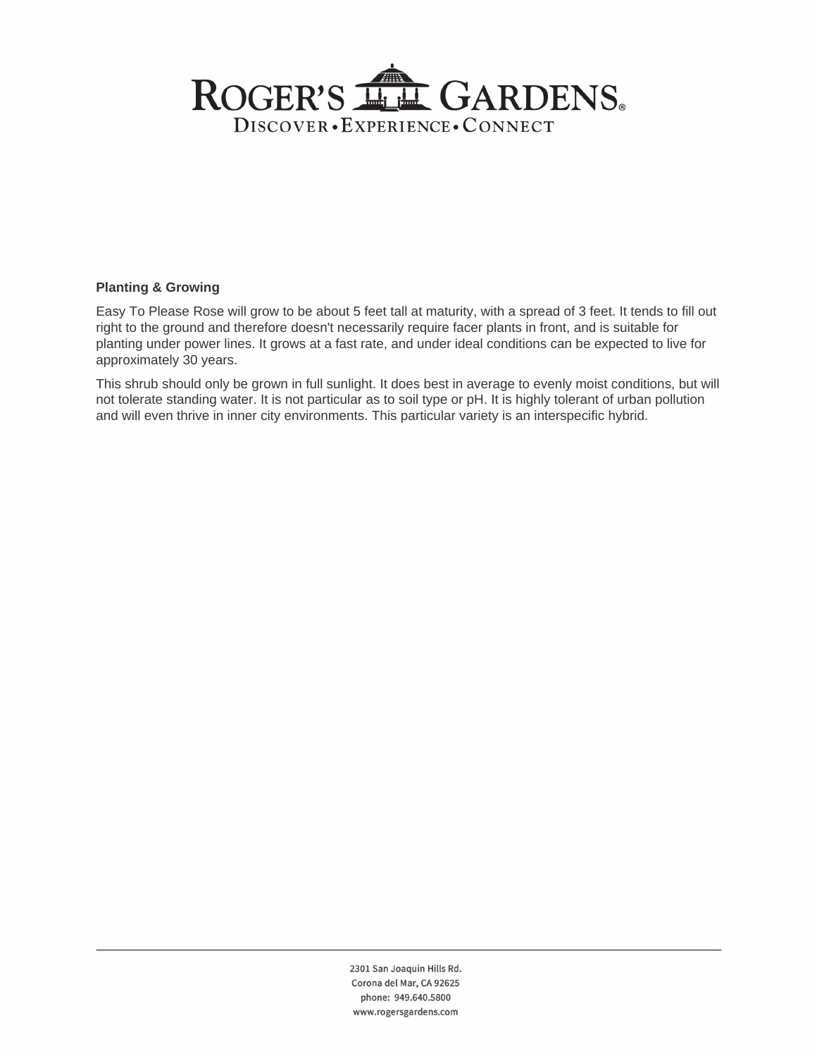**Planting & Growing**

Easy To Please Rose will grow to be about 5 feet tall at maturity, with a spread of 3 feet. It tends to fill out right to the ground and therefore doesn't necessarily require facer plants in front, and is suitable for planting under power lines. It grows at a fast rate, and under ideal conditions can be expected to live for approximately 30 years.

This shrub should only be grown in full sunlight. It does best in average to evenly moist conditions, but will not tolerate standing water. It is not particular as to soil type or pH. It is highly tolerant of urban pollution and will even thrive in inner city environments. This particular variety is an interspecific hybrid.